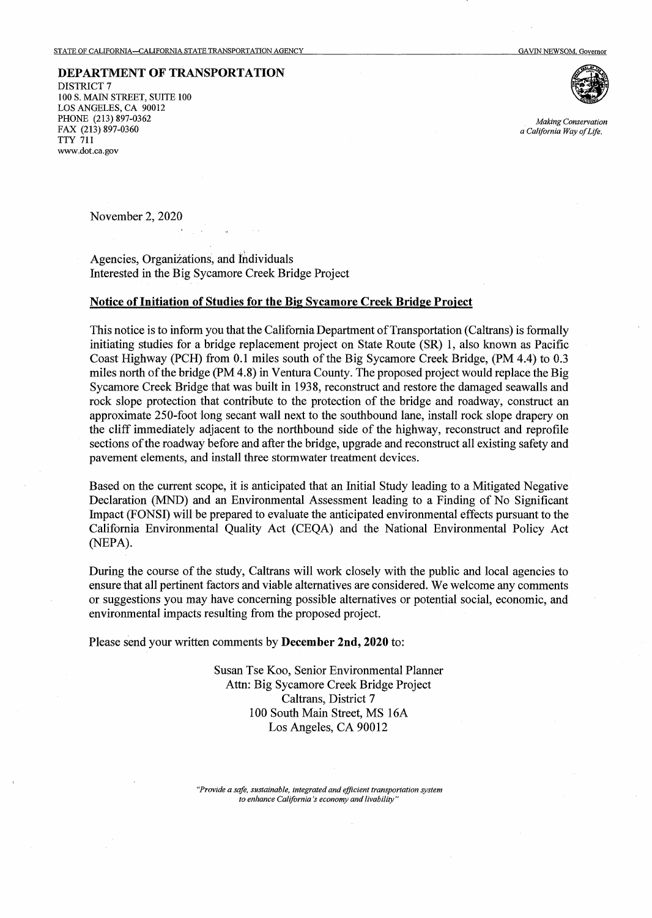STATE OF CALIFORNIA—CALIFORNIA STATE TRANSPORTATION AGENCY GAVIN NEWSOM, Governor

**DEPARTMENT OF TRANSPORTATION**
DISTRICT 7
100 S. MAIN STREET, SUITE 100
LOS ANGELES, CA 90012
PHONE (213) 897-0362
FAX (213) 897-0360
TTY 711
www.dot.ca.gov

*Making Conservation a California Way of Life.*

November 2, 2020

Agencies, Organizations, and Individuals
Interested in the Big Sycamore Creek Bridge Project

**Notice of Initiation of Studies for the Big Sycamore Creek Bridge Project**

This notice is to inform you that the California Department of Transportation (Caltrans) is formally initiating studies for a bridge replacement project on State Route (SR) 1, also known as Pacific Coast Highway (PCH) from 0.1 miles south of the Big Sycamore Creek Bridge, (PM 4.4) to 0.3 miles north of the bridge (PM 4.8) in Ventura County. The proposed project would replace the Big Sycamore Creek Bridge that was built in 1938, reconstruct and restore the damaged seawalls and rock slope protection that contribute to the protection of the bridge and roadway, construct an approximate 250-foot long secant wall next to the southbound lane, install rock slope drapery on the cliff immediately adjacent to the northbound side of the highway, reconstruct and reprofile sections of the roadway before and after the bridge, upgrade and reconstruct all existing safety and pavement elements, and install three stormwater treatment devices.

Based on the current scope, it is anticipated that an Initial Study leading to a Mitigated Negative Declaration (MND) and an Environmental Assessment leading to a Finding of No Significant Impact (FONSI) will be prepared to evaluate the anticipated environmental effects pursuant to the California Environmental Quality Act (CEQA) and the National Environmental Policy Act (NEPA).

During the course of the study, Caltrans will work closely with the public and local agencies to ensure that all pertinent factors and viable alternatives are considered. We welcome any comments or suggestions you may have concerning possible alternatives or potential social, economic, and environmental impacts resulting from the proposed project.

Please send your written comments by **December 2nd, 2020** to:

Susan Tse Koo, Senior Environmental Planner
Attn: Big Sycamore Creek Bridge Project
Caltrans, District 7
100 South Main Street, MS 16A
Los Angeles, CA 90012

*"Provide a safe, sustainable, integrated and efficient transportation system to enhance California's economy and livability"*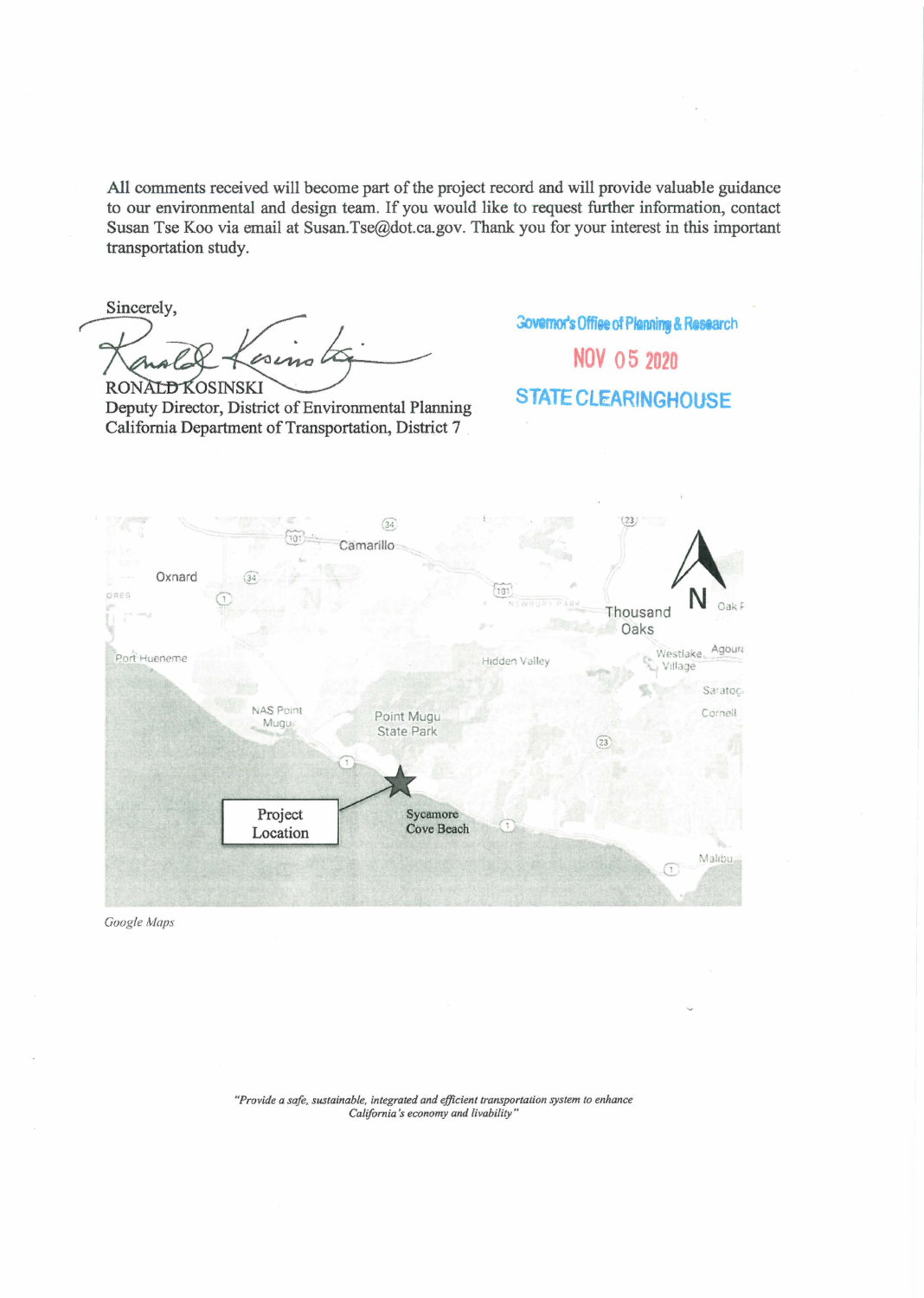All comments received will become part of the project record and will provide valuable guidance to our environmental and design team. If you would like to request further information, contact Susan Tse Koo via email at Susan.Tse@dot.ca.gov. Thank you for your interest in this important transportation study.

Sincerely,

RONALD KOSINSKI
Deputy Director, District of Environmental Planning
California Department of Transportation, District 7

Governor's Office of Planning & Research

NOV 05 2020

STATE CLEARINGHOUSE

Camarillo
Oxnard
Thousand Oaks
Port Hueneme
Hidden Valley
Westlake Village
Agoura
NAS Point Mugu
Point Mugu State Park
Saratoga
Cornell
Project Location
Sycamore Cove Beach
Malibu
N

*Google Maps*

*"Provide a safe, sustainable, integrated and efficient transportation system to enhance California's economy and livability"*